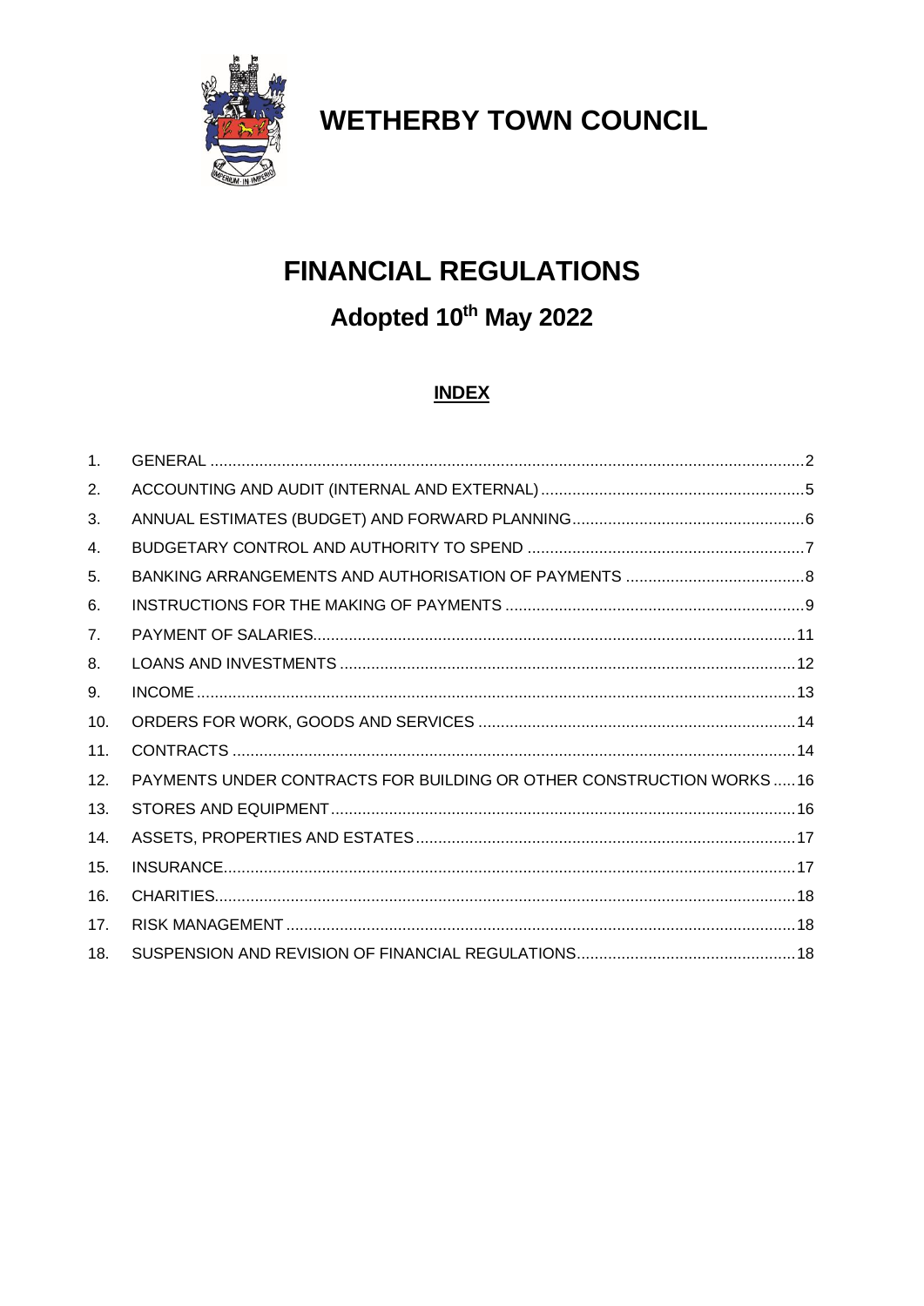# WETHERBY TOWN COUNCIL

# FINANCIAL REGULATIONS

## Adopted 10th May 2022

### INDEX

| | | |
|---|---|---|
| 1. | GENERAL | 2 |
| 2. | ACCOUNTING AND AUDIT (INTERNAL AND EXTERNAL) | 5 |
| 3. | ANNUAL ESTIMATES (BUDGET) AND FORWARD PLANNING | 6 |
| 4. | BUDGETARY CONTROL AND AUTHORITY TO SPEND | 7 |
| 5. | BANKING ARRANGEMENTS AND AUTHORISATION OF PAYMENTS | 8 |
| 6. | INSTRUCTIONS FOR THE MAKING OF PAYMENTS | 9 |
| 7. | PAYMENT OF SALARIES | 11 |
| 8. | LOANS AND INVESTMENTS | 12 |
| 9. | INCOME | 13 |
| 10. | ORDERS FOR WORK, GOODS AND SERVICES | 14 |
| 11. | CONTRACTS | 14 |
| 12. | PAYMENTS UNDER CONTRACTS FOR BUILDING OR OTHER CONSTRUCTION WORKS | 16 |
| 13. | STORES AND EQUIPMENT | 16 |
| 14. | ASSETS, PROPERTIES AND ESTATES | 17 |
| 15. | INSURANCE | 17 |
| 16. | CHARITIES | 18 |
| 17. | RISK MANAGEMENT | 18 |
| 18. | SUSPENSION AND REVISION OF FINANCIAL REGULATIONS | 18 |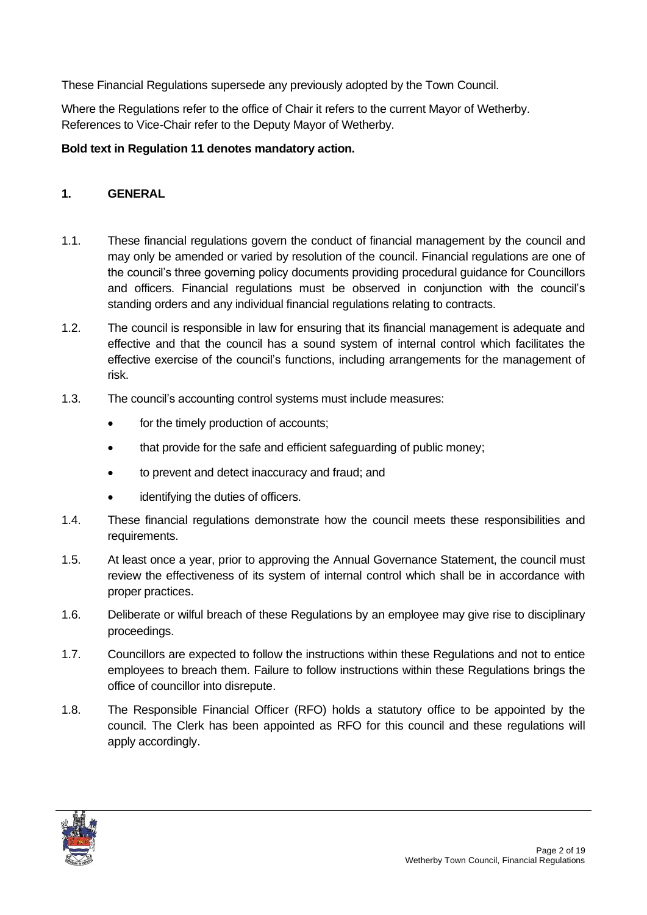These Financial Regulations supersede any previously adopted by the Town Council.

Where the Regulations refer to the office of Chair it refers to the current Mayor of Wetherby. References to Vice-Chair refer to the Deputy Mayor of Wetherby.

**Bold text in Regulation 11 denotes mandatory action.**

## 1. GENERAL

1.1. These financial regulations govern the conduct of financial management by the council and may only be amended or varied by resolution of the council. Financial regulations are one of the council's three governing policy documents providing procedural guidance for Councillors and officers. Financial regulations must be observed in conjunction with the council's standing orders and any individual financial regulations relating to contracts.

1.2. The council is responsible in law for ensuring that its financial management is adequate and effective and that the council has a sound system of internal control which facilitates the effective exercise of the council's functions, including arrangements for the management of risk.

1.3. The council's accounting control systems must include measures:

- for the timely production of accounts;
- that provide for the safe and efficient safeguarding of public money;
- to prevent and detect inaccuracy and fraud; and
- identifying the duties of officers.

1.4. These financial regulations demonstrate how the council meets these responsibilities and requirements.

1.5. At least once a year, prior to approving the Annual Governance Statement, the council must review the effectiveness of its system of internal control which shall be in accordance with proper practices.

1.6. Deliberate or wilful breach of these Regulations by an employee may give rise to disciplinary proceedings.

1.7. Councillors are expected to follow the instructions within these Regulations and not to entice employees to breach them. Failure to follow instructions within these Regulations brings the office of councillor into disrepute.

1.8. The Responsible Financial Officer (RFO) holds a statutory office to be appointed by the council. The Clerk has been appointed as RFO for this council and these regulations will apply accordingly.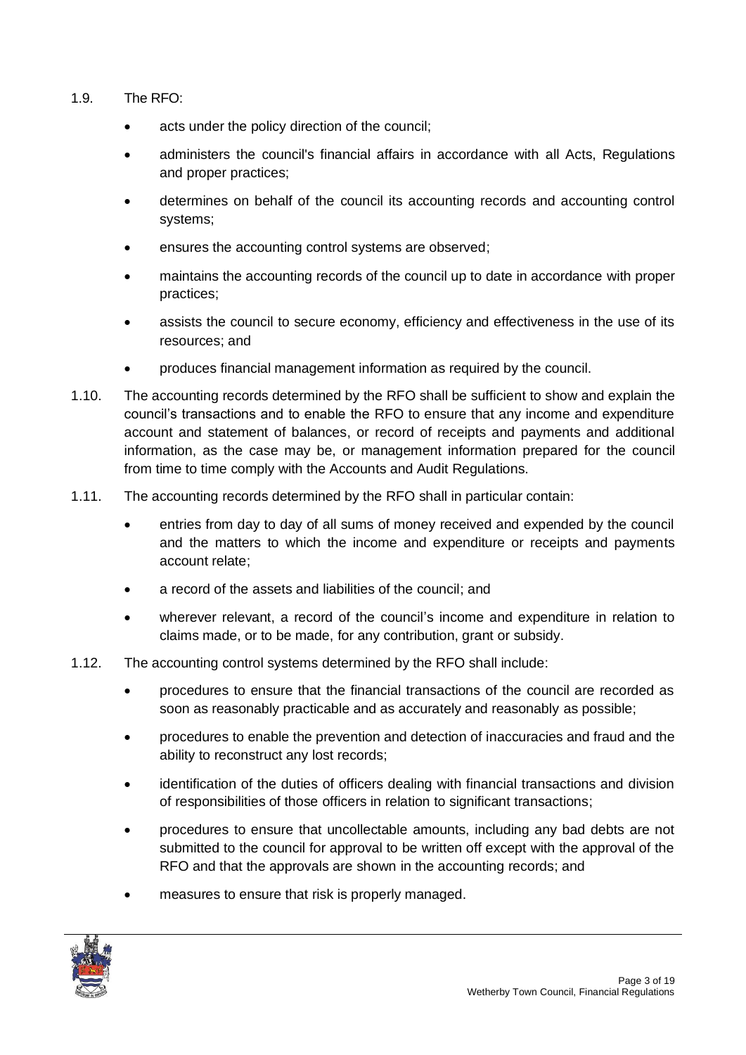1.9. The RFO:

- acts under the policy direction of the council;
- administers the council's financial affairs in accordance with all Acts, Regulations and proper practices;
- determines on behalf of the council its accounting records and accounting control systems;
- ensures the accounting control systems are observed;
- maintains the accounting records of the council up to date in accordance with proper practices;
- assists the council to secure economy, efficiency and effectiveness in the use of its resources; and
- produces financial management information as required by the council.

1.10. The accounting records determined by the RFO shall be sufficient to show and explain the council's transactions and to enable the RFO to ensure that any income and expenditure account and statement of balances, or record of receipts and payments and additional information, as the case may be, or management information prepared for the council from time to time comply with the Accounts and Audit Regulations.

1.11. The accounting records determined by the RFO shall in particular contain:

- entries from day to day of all sums of money received and expended by the council and the matters to which the income and expenditure or receipts and payments account relate;
- a record of the assets and liabilities of the council; and
- wherever relevant, a record of the council's income and expenditure in relation to claims made, or to be made, for any contribution, grant or subsidy.

1.12. The accounting control systems determined by the RFO shall include:

- procedures to ensure that the financial transactions of the council are recorded as soon as reasonably practicable and as accurately and reasonably as possible;
- procedures to enable the prevention and detection of inaccuracies and fraud and the ability to reconstruct any lost records;
- identification of the duties of officers dealing with financial transactions and division of responsibilities of those officers in relation to significant transactions;
- procedures to ensure that uncollectable amounts, including any bad debts are not submitted to the council for approval to be written off except with the approval of the RFO and that the approvals are shown in the accounting records; and
- measures to ensure that risk is properly managed.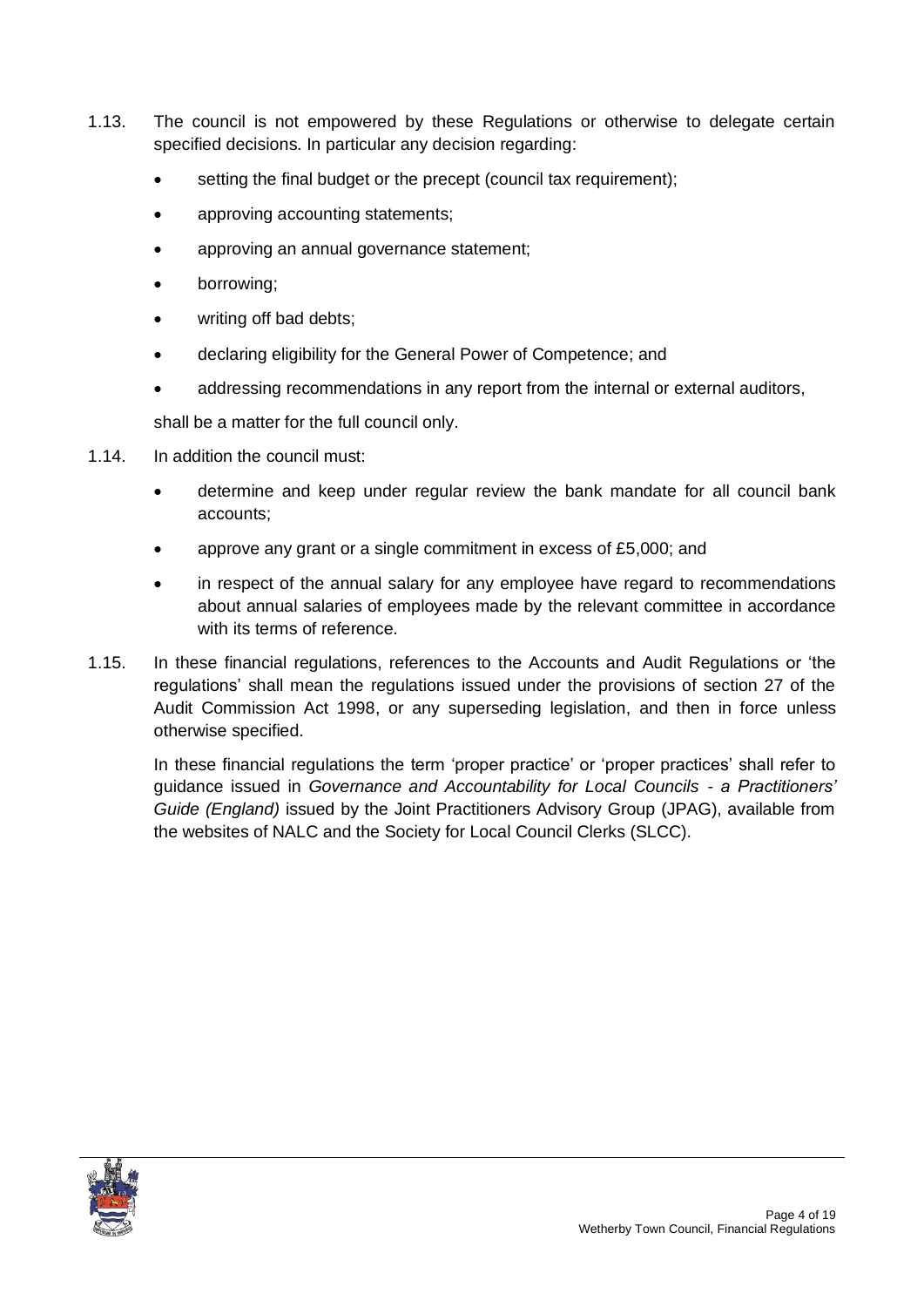1.13. The council is not empowered by these Regulations or otherwise to delegate certain specified decisions. In particular any decision regarding:

- setting the final budget or the precept (council tax requirement);
- approving accounting statements;
- approving an annual governance statement;
- borrowing;
- writing off bad debts;
- declaring eligibility for the General Power of Competence; and
- addressing recommendations in any report from the internal or external auditors,

shall be a matter for the full council only.

1.14. In addition the council must:

- determine and keep under regular review the bank mandate for all council bank accounts;
- approve any grant or a single commitment in excess of £5,000; and
- in respect of the annual salary for any employee have regard to recommendations about annual salaries of employees made by the relevant committee in accordance with its terms of reference.

1.15. In these financial regulations, references to the Accounts and Audit Regulations or 'the regulations' shall mean the regulations issued under the provisions of section 27 of the Audit Commission Act 1998, or any superseding legislation, and then in force unless otherwise specified.

In these financial regulations the term 'proper practice' or 'proper practices' shall refer to guidance issued in *Governance and Accountability for Local Councils - a Practitioners' Guide (England)* issued by the Joint Practitioners Advisory Group (JPAG), available from the websites of NALC and the Society for Local Council Clerks (SLCC).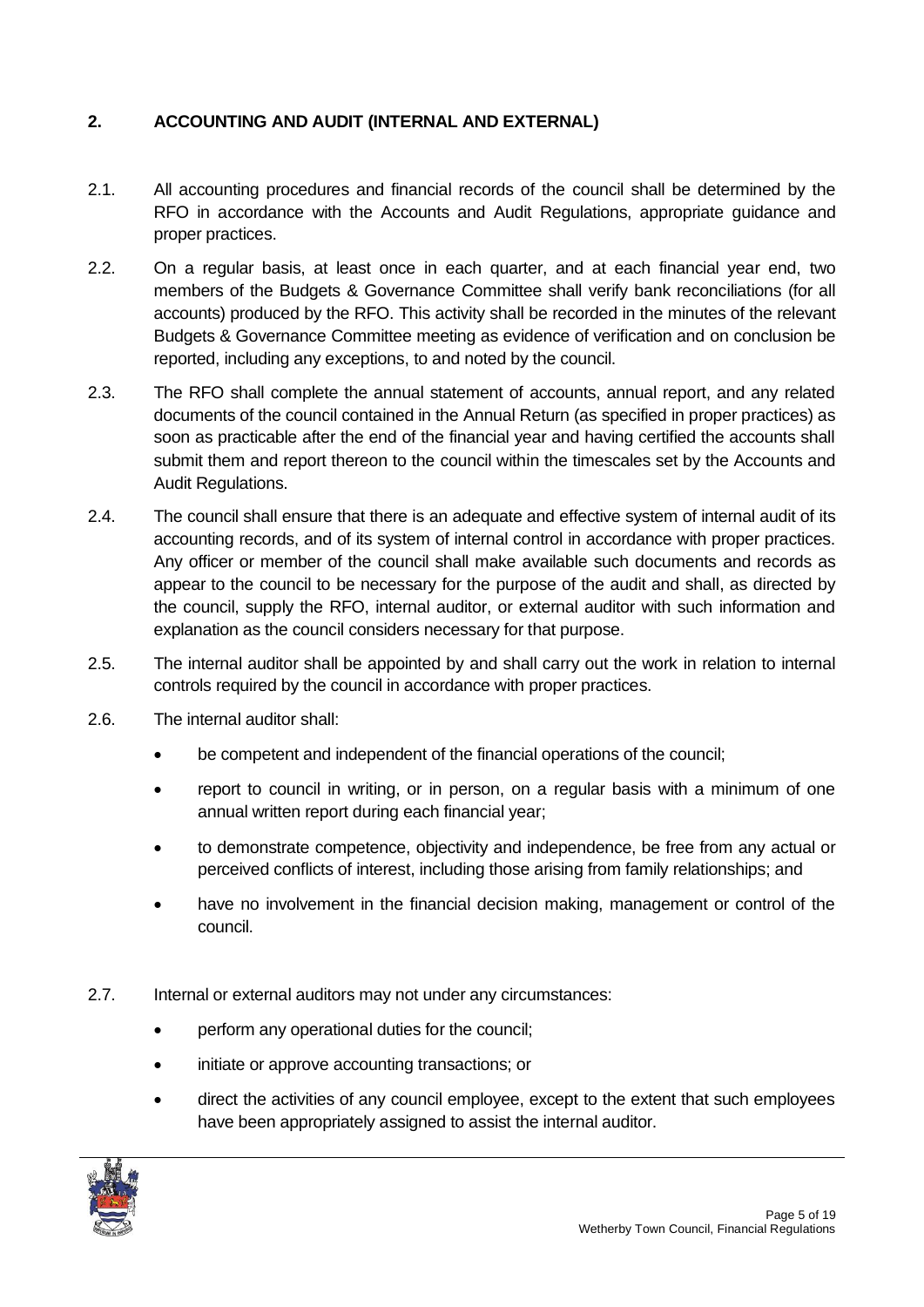## 2. ACCOUNTING AND AUDIT (INTERNAL AND EXTERNAL)

2.1. All accounting procedures and financial records of the council shall be determined by the RFO in accordance with the Accounts and Audit Regulations, appropriate guidance and proper practices.

2.2. On a regular basis, at least once in each quarter, and at each financial year end, two members of the Budgets & Governance Committee shall verify bank reconciliations (for all accounts) produced by the RFO. This activity shall be recorded in the minutes of the relevant Budgets & Governance Committee meeting as evidence of verification and on conclusion be reported, including any exceptions, to and noted by the council.

2.3. The RFO shall complete the annual statement of accounts, annual report, and any related documents of the council contained in the Annual Return (as specified in proper practices) as soon as practicable after the end of the financial year and having certified the accounts shall submit them and report thereon to the council within the timescales set by the Accounts and Audit Regulations.

2.4. The council shall ensure that there is an adequate and effective system of internal audit of its accounting records, and of its system of internal control in accordance with proper practices. Any officer or member of the council shall make available such documents and records as appear to the council to be necessary for the purpose of the audit and shall, as directed by the council, supply the RFO, internal auditor, or external auditor with such information and explanation as the council considers necessary for that purpose.

2.5. The internal auditor shall be appointed by and shall carry out the work in relation to internal controls required by the council in accordance with proper practices.

2.6. The internal auditor shall:

- be competent and independent of the financial operations of the council;
- report to council in writing, or in person, on a regular basis with a minimum of one annual written report during each financial year;
- to demonstrate competence, objectivity and independence, be free from any actual or perceived conflicts of interest, including those arising from family relationships; and
- have no involvement in the financial decision making, management or control of the council.

2.7. Internal or external auditors may not under any circumstances:

- perform any operational duties for the council;
- initiate or approve accounting transactions; or
- direct the activities of any council employee, except to the extent that such employees have been appropriately assigned to assist the internal auditor.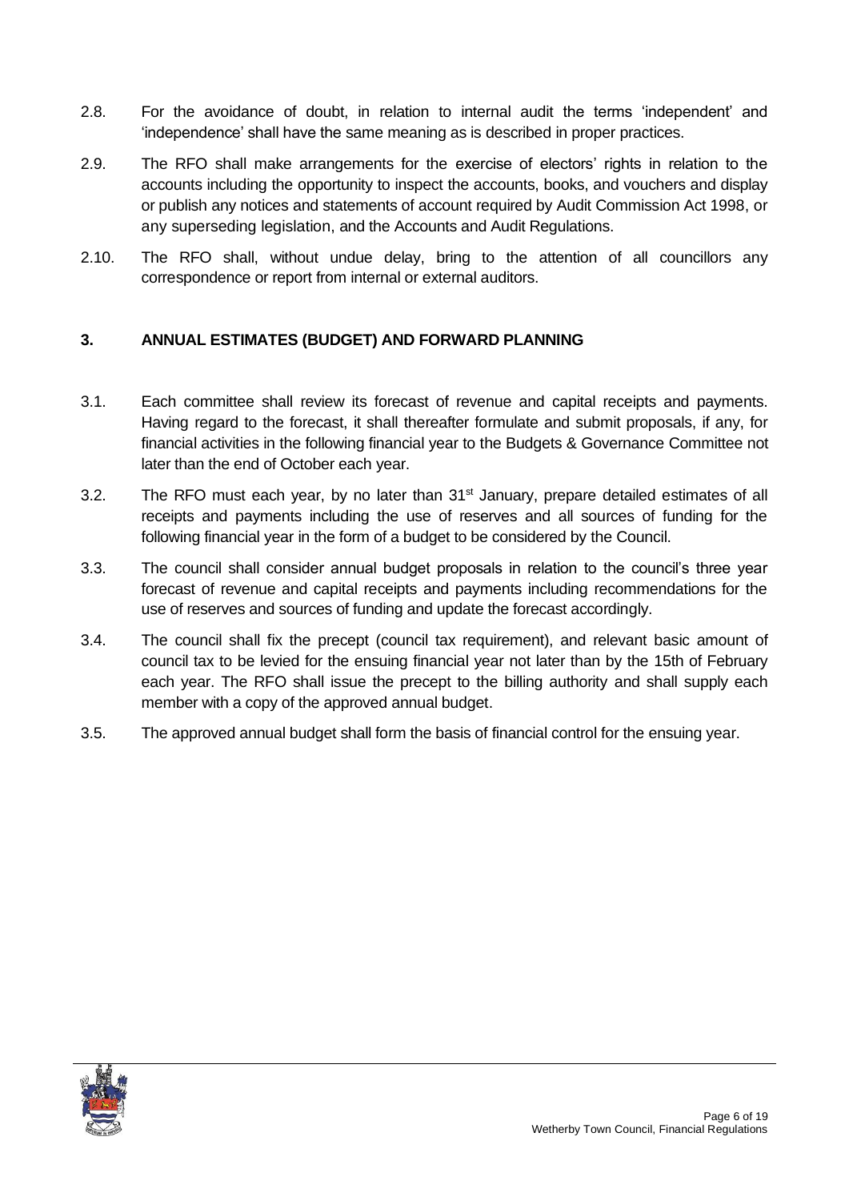2.8. For the avoidance of doubt, in relation to internal audit the terms 'independent' and 'independence' shall have the same meaning as is described in proper practices.

2.9. The RFO shall make arrangements for the exercise of electors' rights in relation to the accounts including the opportunity to inspect the accounts, books, and vouchers and display or publish any notices and statements of account required by Audit Commission Act 1998, or any superseding legislation, and the Accounts and Audit Regulations.

2.10. The RFO shall, without undue delay, bring to the attention of all councillors any correspondence or report from internal or external auditors.

## 3. ANNUAL ESTIMATES (BUDGET) AND FORWARD PLANNING

3.1. Each committee shall review its forecast of revenue and capital receipts and payments. Having regard to the forecast, it shall thereafter formulate and submit proposals, if any, for financial activities in the following financial year to the Budgets & Governance Committee not later than the end of October each year.

3.2. The RFO must each year, by no later than 31st January, prepare detailed estimates of all receipts and payments including the use of reserves and all sources of funding for the following financial year in the form of a budget to be considered by the Council.

3.3. The council shall consider annual budget proposals in relation to the council's three year forecast of revenue and capital receipts and payments including recommendations for the use of reserves and sources of funding and update the forecast accordingly.

3.4. The council shall fix the precept (council tax requirement), and relevant basic amount of council tax to be levied for the ensuing financial year not later than by the 15th of February each year. The RFO shall issue the precept to the billing authority and shall supply each member with a copy of the approved annual budget.

3.5. The approved annual budget shall form the basis of financial control for the ensuing year.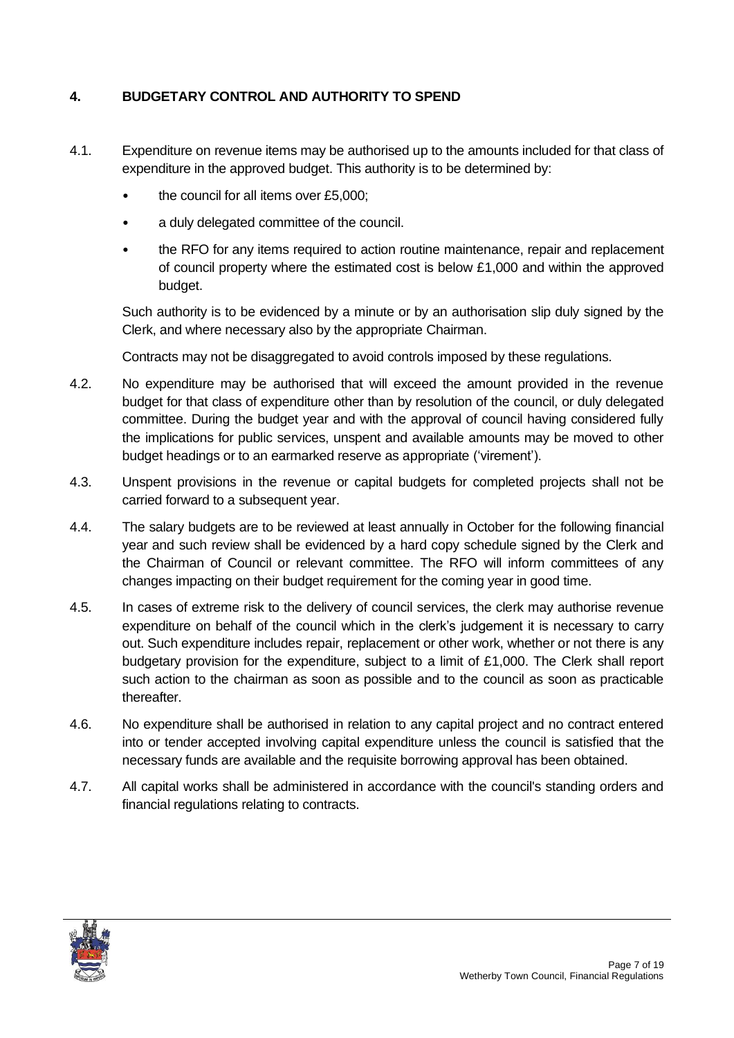## 4. BUDGETARY CONTROL AND AUTHORITY TO SPEND

4.1. Expenditure on revenue items may be authorised up to the amounts included for that class of expenditure in the approved budget. This authority is to be determined by:

- the council for all items over £5,000;
- a duly delegated committee of the council.
- the RFO for any items required to action routine maintenance, repair and replacement of council property where the estimated cost is below £1,000 and within the approved budget.

Such authority is to be evidenced by a minute or by an authorisation slip duly signed by the Clerk, and where necessary also by the appropriate Chairman.

Contracts may not be disaggregated to avoid controls imposed by these regulations.

4.2. No expenditure may be authorised that will exceed the amount provided in the revenue budget for that class of expenditure other than by resolution of the council, or duly delegated committee. During the budget year and with the approval of council having considered fully the implications for public services, unspent and available amounts may be moved to other budget headings or to an earmarked reserve as appropriate ('virement').

4.3. Unspent provisions in the revenue or capital budgets for completed projects shall not be carried forward to a subsequent year.

4.4. The salary budgets are to be reviewed at least annually in October for the following financial year and such review shall be evidenced by a hard copy schedule signed by the Clerk and the Chairman of Council or relevant committee. The RFO will inform committees of any changes impacting on their budget requirement for the coming year in good time.

4.5. In cases of extreme risk to the delivery of council services, the clerk may authorise revenue expenditure on behalf of the council which in the clerk's judgement it is necessary to carry out. Such expenditure includes repair, replacement or other work, whether or not there is any budgetary provision for the expenditure, subject to a limit of £1,000. The Clerk shall report such action to the chairman as soon as possible and to the council as soon as practicable thereafter.

4.6. No expenditure shall be authorised in relation to any capital project and no contract entered into or tender accepted involving capital expenditure unless the council is satisfied that the necessary funds are available and the requisite borrowing approval has been obtained.

4.7. All capital works shall be administered in accordance with the council's standing orders and financial regulations relating to contracts.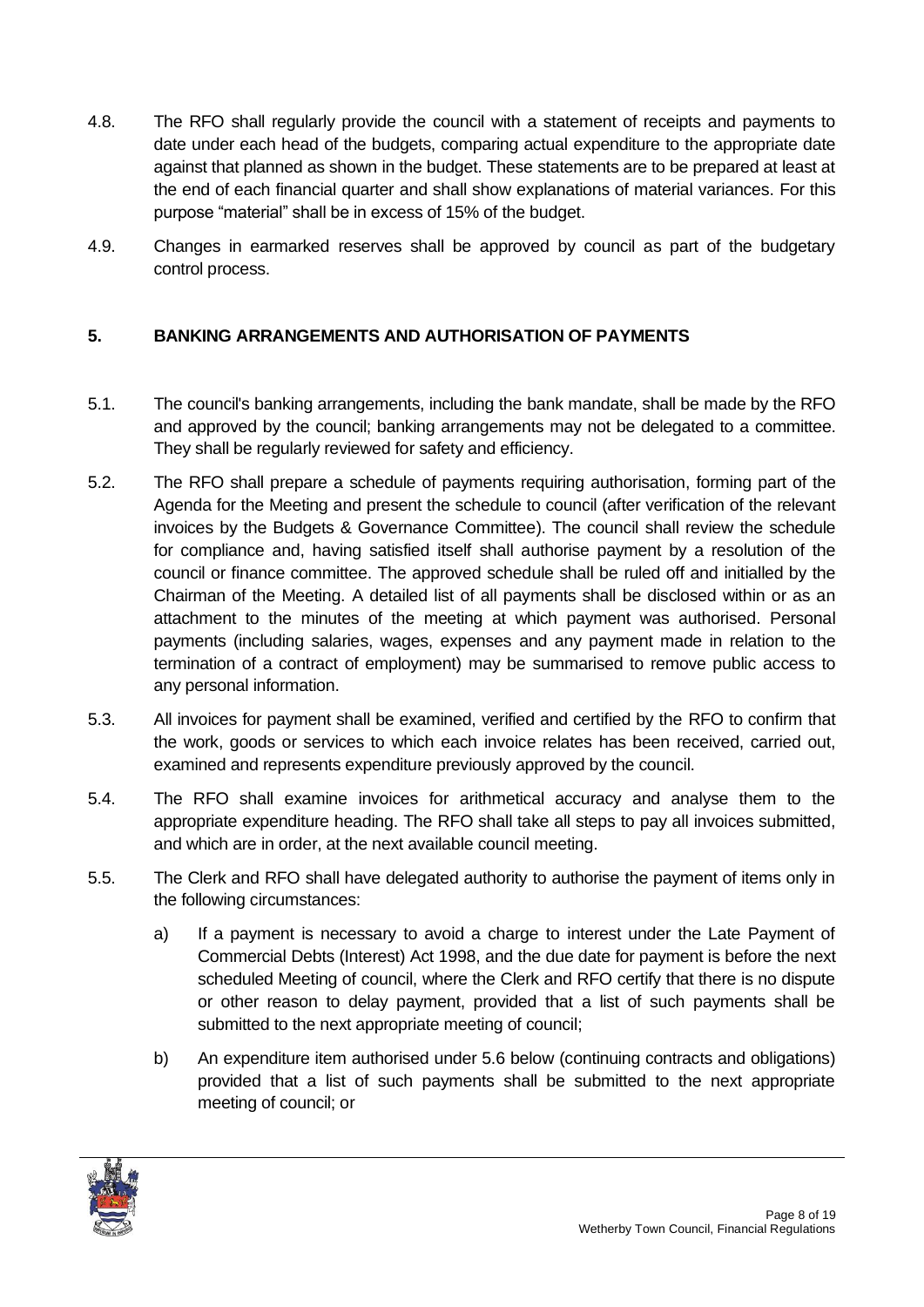4.8. The RFO shall regularly provide the council with a statement of receipts and payments to date under each head of the budgets, comparing actual expenditure to the appropriate date against that planned as shown in the budget. These statements are to be prepared at least at the end of each financial quarter and shall show explanations of material variances. For this purpose "material" shall be in excess of 15% of the budget.

4.9. Changes in earmarked reserves shall be approved by council as part of the budgetary control process.

## 5. BANKING ARRANGEMENTS AND AUTHORISATION OF PAYMENTS

5.1. The council's banking arrangements, including the bank mandate, shall be made by the RFO and approved by the council; banking arrangements may not be delegated to a committee. They shall be regularly reviewed for safety and efficiency.

5.2. The RFO shall prepare a schedule of payments requiring authorisation, forming part of the Agenda for the Meeting and present the schedule to council (after verification of the relevant invoices by the Budgets & Governance Committee). The council shall review the schedule for compliance and, having satisfied itself shall authorise payment by a resolution of the council or finance committee. The approved schedule shall be ruled off and initialled by the Chairman of the Meeting. A detailed list of all payments shall be disclosed within or as an attachment to the minutes of the meeting at which payment was authorised. Personal payments (including salaries, wages, expenses and any payment made in relation to the termination of a contract of employment) may be summarised to remove public access to any personal information.

5.3. All invoices for payment shall be examined, verified and certified by the RFO to confirm that the work, goods or services to which each invoice relates has been received, carried out, examined and represents expenditure previously approved by the council.

5.4. The RFO shall examine invoices for arithmetical accuracy and analyse them to the appropriate expenditure heading. The RFO shall take all steps to pay all invoices submitted, and which are in order, at the next available council meeting.

5.5. The Clerk and RFO shall have delegated authority to authorise the payment of items only in the following circumstances:

a) If a payment is necessary to avoid a charge to interest under the Late Payment of Commercial Debts (Interest) Act 1998, and the due date for payment is before the next scheduled Meeting of council, where the Clerk and RFO certify that there is no dispute or other reason to delay payment, provided that a list of such payments shall be submitted to the next appropriate meeting of council;

b) An expenditure item authorised under 5.6 below (continuing contracts and obligations) provided that a list of such payments shall be submitted to the next appropriate meeting of council; or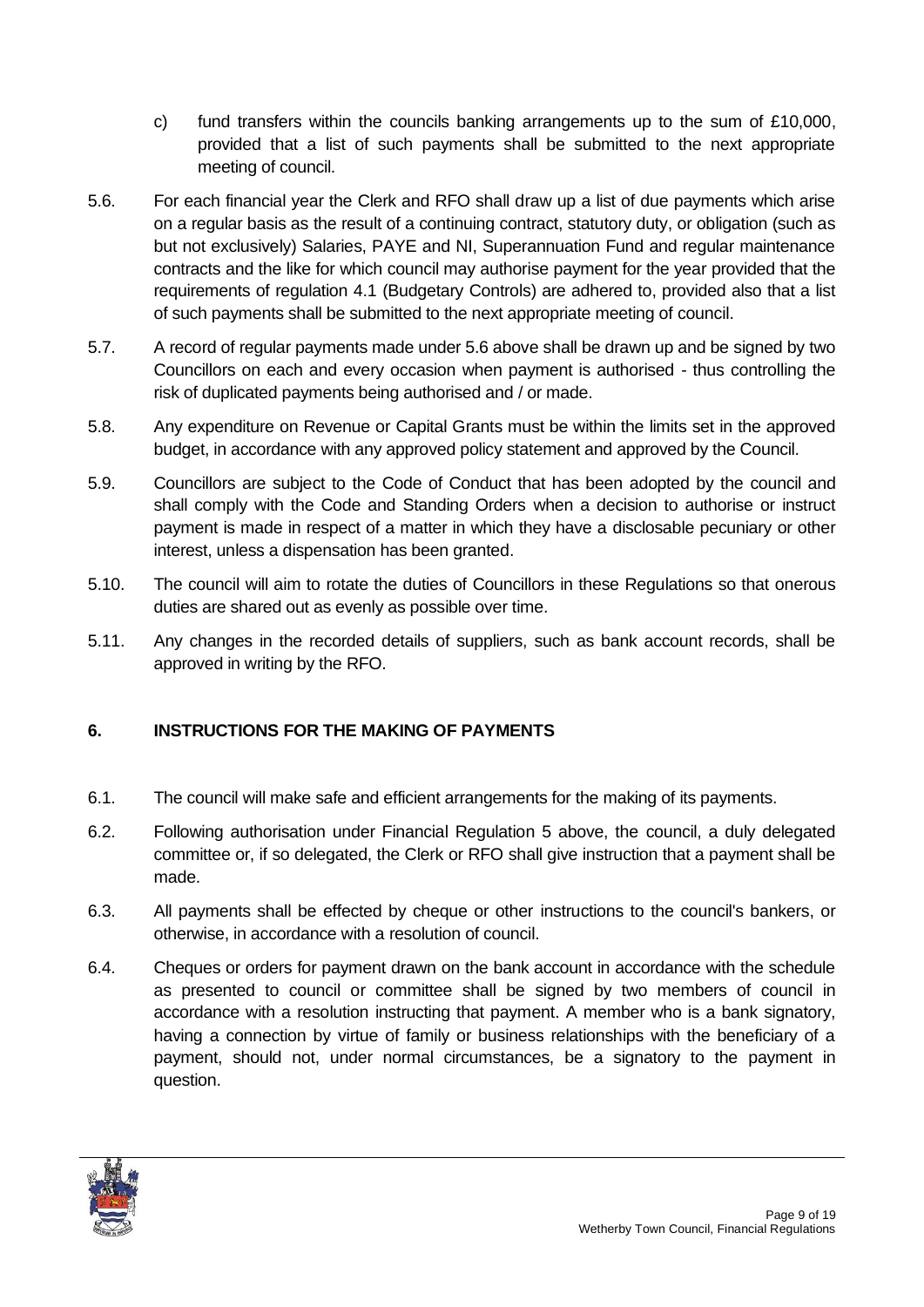c) fund transfers within the councils banking arrangements up to the sum of £10,000, provided that a list of such payments shall be submitted to the next appropriate meeting of council.

5.6. For each financial year the Clerk and RFO shall draw up a list of due payments which arise on a regular basis as the result of a continuing contract, statutory duty, or obligation (such as but not exclusively) Salaries, PAYE and NI, Superannuation Fund and regular maintenance contracts and the like for which council may authorise payment for the year provided that the requirements of regulation 4.1 (Budgetary Controls) are adhered to, provided also that a list of such payments shall be submitted to the next appropriate meeting of council.

5.7. A record of regular payments made under 5.6 above shall be drawn up and be signed by two Councillors on each and every occasion when payment is authorised - thus controlling the risk of duplicated payments being authorised and / or made.

5.8. Any expenditure on Revenue or Capital Grants must be within the limits set in the approved budget, in accordance with any approved policy statement and approved by the Council.

5.9. Councillors are subject to the Code of Conduct that has been adopted by the council and shall comply with the Code and Standing Orders when a decision to authorise or instruct payment is made in respect of a matter in which they have a disclosable pecuniary or other interest, unless a dispensation has been granted.

5.10. The council will aim to rotate the duties of Councillors in these Regulations so that onerous duties are shared out as evenly as possible over time.

5.11. Any changes in the recorded details of suppliers, such as bank account records, shall be approved in writing by the RFO.

## 6. INSTRUCTIONS FOR THE MAKING OF PAYMENTS

6.1. The council will make safe and efficient arrangements for the making of its payments.

6.2. Following authorisation under Financial Regulation 5 above, the council, a duly delegated committee or, if so delegated, the Clerk or RFO shall give instruction that a payment shall be made.

6.3. All payments shall be effected by cheque or other instructions to the council's bankers, or otherwise, in accordance with a resolution of council.

6.4. Cheques or orders for payment drawn on the bank account in accordance with the schedule as presented to council or committee shall be signed by two members of council in accordance with a resolution instructing that payment. A member who is a bank signatory, having a connection by virtue of family or business relationships with the beneficiary of a payment, should not, under normal circumstances, be a signatory to the payment in question.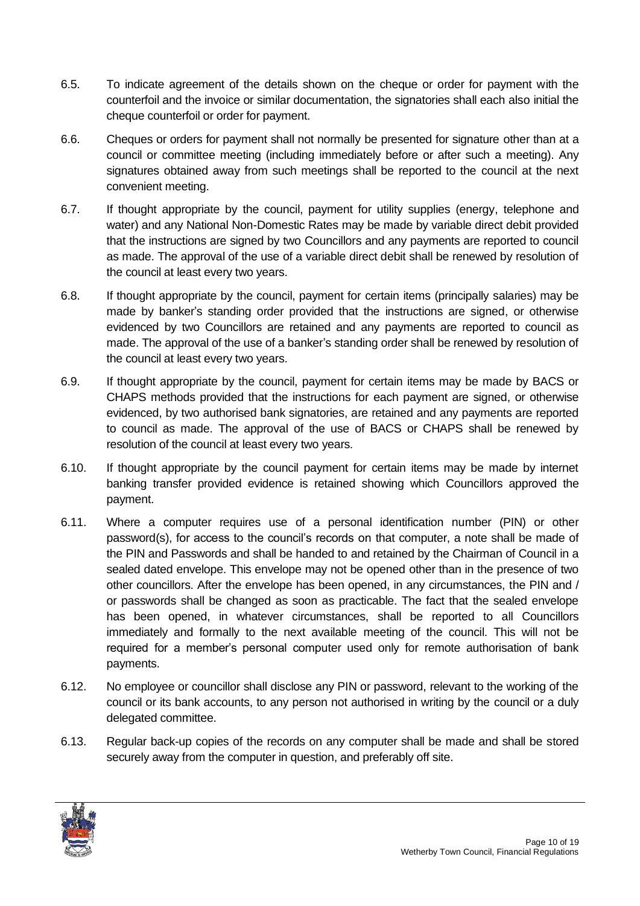6.5. To indicate agreement of the details shown on the cheque or order for payment with the counterfoil and the invoice or similar documentation, the signatories shall each also initial the cheque counterfoil or order for payment.

6.6. Cheques or orders for payment shall not normally be presented for signature other than at a council or committee meeting (including immediately before or after such a meeting). Any signatures obtained away from such meetings shall be reported to the council at the next convenient meeting.

6.7. If thought appropriate by the council, payment for utility supplies (energy, telephone and water) and any National Non-Domestic Rates may be made by variable direct debit provided that the instructions are signed by two Councillors and any payments are reported to council as made. The approval of the use of a variable direct debit shall be renewed by resolution of the council at least every two years.

6.8. If thought appropriate by the council, payment for certain items (principally salaries) may be made by banker's standing order provided that the instructions are signed, or otherwise evidenced by two Councillors are retained and any payments are reported to council as made. The approval of the use of a banker's standing order shall be renewed by resolution of the council at least every two years.

6.9. If thought appropriate by the council, payment for certain items may be made by BACS or CHAPS methods provided that the instructions for each payment are signed, or otherwise evidenced, by two authorised bank signatories, are retained and any payments are reported to council as made. The approval of the use of BACS or CHAPS shall be renewed by resolution of the council at least every two years.

6.10. If thought appropriate by the council payment for certain items may be made by internet banking transfer provided evidence is retained showing which Councillors approved the payment.

6.11. Where a computer requires use of a personal identification number (PIN) or other password(s), for access to the council's records on that computer, a note shall be made of the PIN and Passwords and shall be handed to and retained by the Chairman of Council in a sealed dated envelope. This envelope may not be opened other than in the presence of two other councillors. After the envelope has been opened, in any circumstances, the PIN and / or passwords shall be changed as soon as practicable. The fact that the sealed envelope has been opened, in whatever circumstances, shall be reported to all Councillors immediately and formally to the next available meeting of the council. This will not be required for a member's personal computer used only for remote authorisation of bank payments.

6.12. No employee or councillor shall disclose any PIN or password, relevant to the working of the council or its bank accounts, to any person not authorised in writing by the council or a duly delegated committee.

6.13. Regular back-up copies of the records on any computer shall be made and shall be stored securely away from the computer in question, and preferably off site.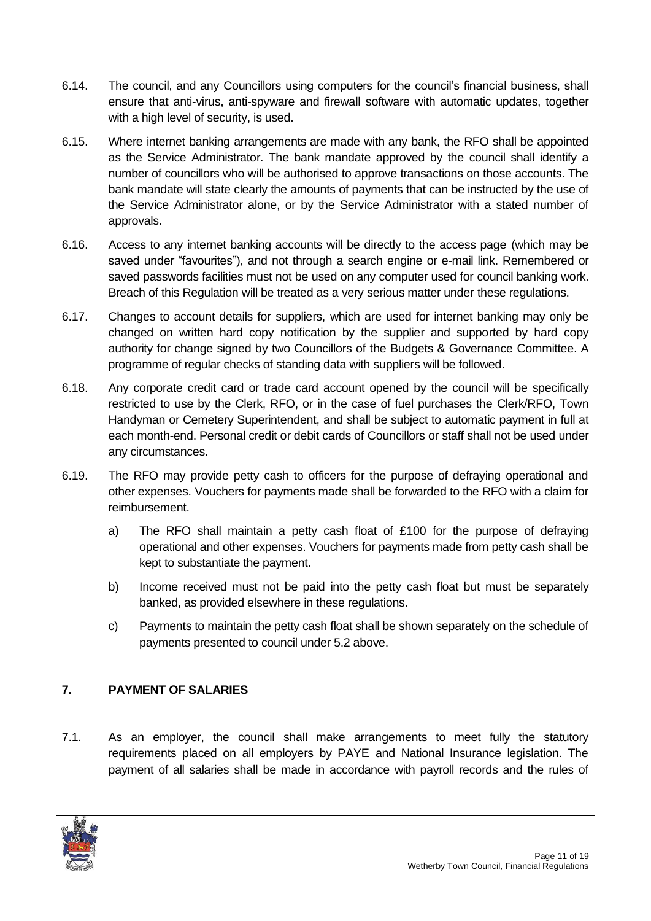6.14. The council, and any Councillors using computers for the council's financial business, shall ensure that anti-virus, anti-spyware and firewall software with automatic updates, together with a high level of security, is used.

6.15. Where internet banking arrangements are made with any bank, the RFO shall be appointed as the Service Administrator. The bank mandate approved by the council shall identify a number of councillors who will be authorised to approve transactions on those accounts. The bank mandate will state clearly the amounts of payments that can be instructed by the use of the Service Administrator alone, or by the Service Administrator with a stated number of approvals.

6.16. Access to any internet banking accounts will be directly to the access page (which may be saved under "favourites"), and not through a search engine or e-mail link. Remembered or saved passwords facilities must not be used on any computer used for council banking work. Breach of this Regulation will be treated as a very serious matter under these regulations.

6.17. Changes to account details for suppliers, which are used for internet banking may only be changed on written hard copy notification by the supplier and supported by hard copy authority for change signed by two Councillors of the Budgets & Governance Committee. A programme of regular checks of standing data with suppliers will be followed.

6.18. Any corporate credit card or trade card account opened by the council will be specifically restricted to use by the Clerk, RFO, or in the case of fuel purchases the Clerk/RFO, Town Handyman or Cemetery Superintendent, and shall be subject to automatic payment in full at each month-end. Personal credit or debit cards of Councillors or staff shall not be used under any circumstances.

6.19. The RFO may provide petty cash to officers for the purpose of defraying operational and other expenses. Vouchers for payments made shall be forwarded to the RFO with a claim for reimbursement.

   a) The RFO shall maintain a petty cash float of £100 for the purpose of defraying operational and other expenses. Vouchers for payments made from petty cash shall be kept to substantiate the payment.

   b) Income received must not be paid into the petty cash float but must be separately banked, as provided elsewhere in these regulations.

   c) Payments to maintain the petty cash float shall be shown separately on the schedule of payments presented to council under 5.2 above.

## 7. PAYMENT OF SALARIES

7.1. As an employer, the council shall make arrangements to meet fully the statutory requirements placed on all employers by PAYE and National Insurance legislation. The payment of all salaries shall be made in accordance with payroll records and the rules of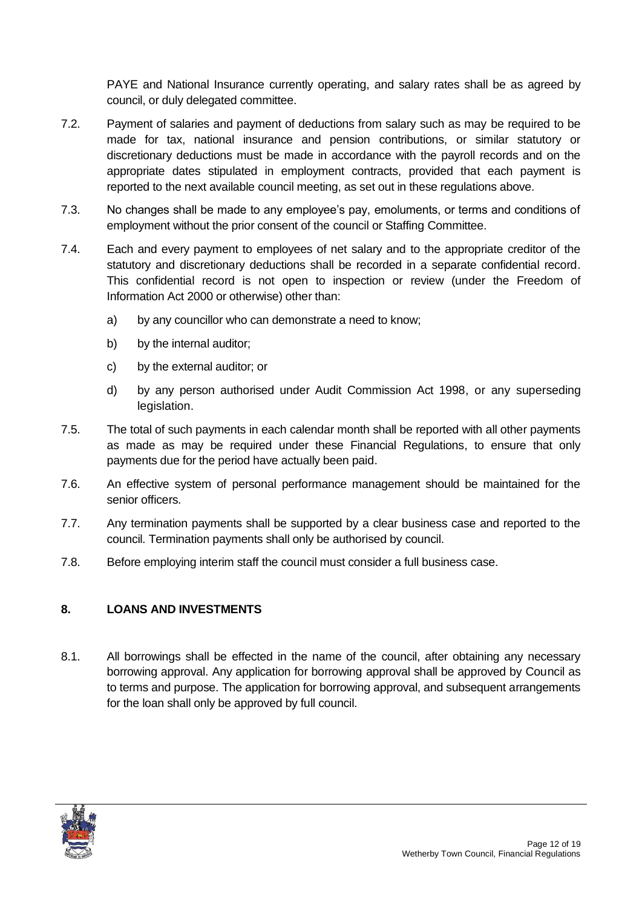PAYE and National Insurance currently operating, and salary rates shall be as agreed by council, or duly delegated committee.

7.2. Payment of salaries and payment of deductions from salary such as may be required to be made for tax, national insurance and pension contributions, or similar statutory or discretionary deductions must be made in accordance with the payroll records and on the appropriate dates stipulated in employment contracts, provided that each payment is reported to the next available council meeting, as set out in these regulations above.

7.3. No changes shall be made to any employee's pay, emoluments, or terms and conditions of employment without the prior consent of the council or Staffing Committee.

7.4. Each and every payment to employees of net salary and to the appropriate creditor of the statutory and discretionary deductions shall be recorded in a separate confidential record. This confidential record is not open to inspection or review (under the Freedom of Information Act 2000 or otherwise) other than:

a) by any councillor who can demonstrate a need to know;

b) by the internal auditor;

c) by the external auditor; or

d) by any person authorised under Audit Commission Act 1998, or any superseding legislation.

7.5. The total of such payments in each calendar month shall be reported with all other payments as made as may be required under these Financial Regulations, to ensure that only payments due for the period have actually been paid.

7.6. An effective system of personal performance management should be maintained for the senior officers.

7.7. Any termination payments shall be supported by a clear business case and reported to the council. Termination payments shall only be authorised by council.

7.8. Before employing interim staff the council must consider a full business case.

## 8. LOANS AND INVESTMENTS

8.1. All borrowings shall be effected in the name of the council, after obtaining any necessary borrowing approval. Any application for borrowing approval shall be approved by Council as to terms and purpose. The application for borrowing approval, and subsequent arrangements for the loan shall only be approved by full council.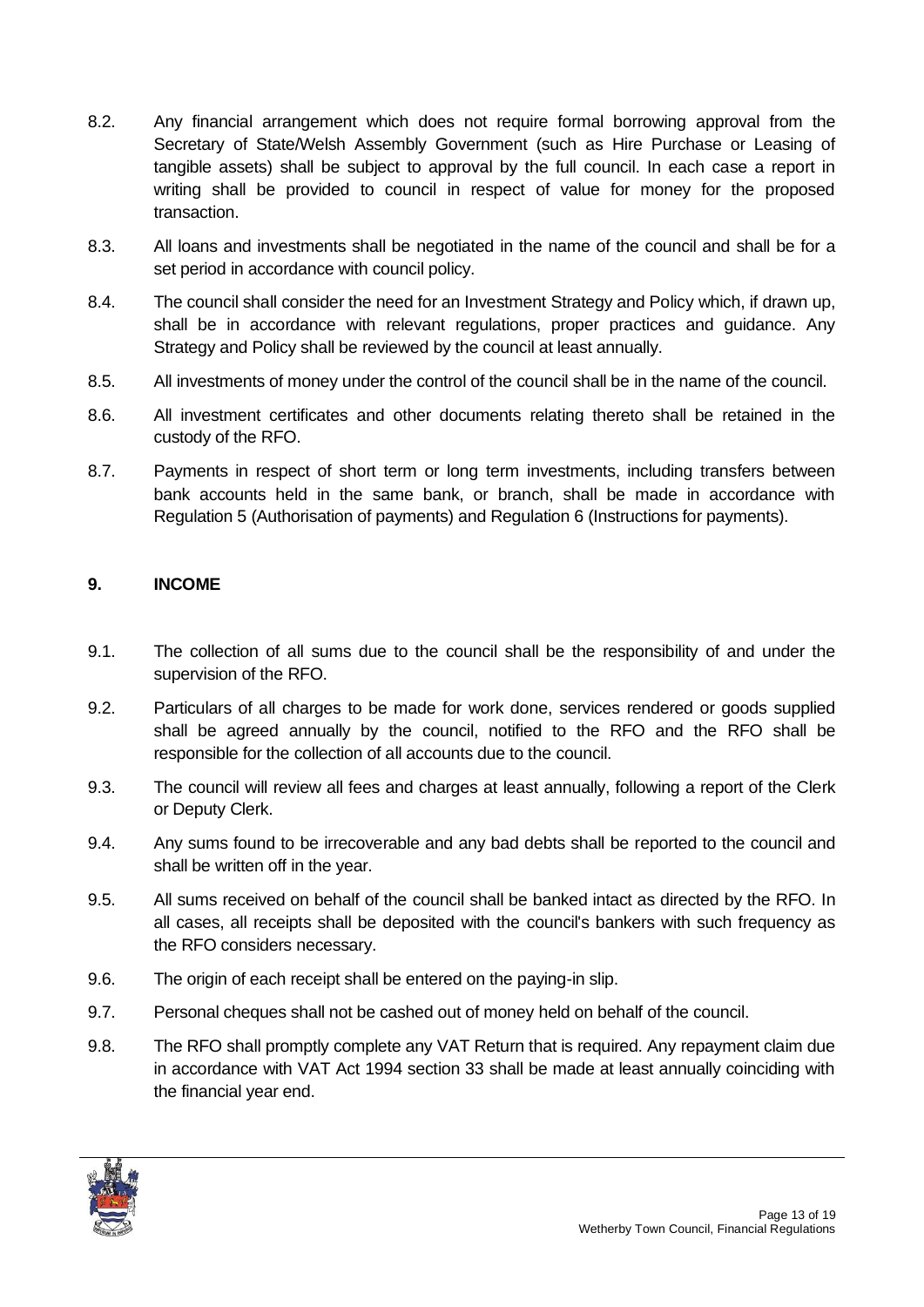8.2. Any financial arrangement which does not require formal borrowing approval from the Secretary of State/Welsh Assembly Government (such as Hire Purchase or Leasing of tangible assets) shall be subject to approval by the full council. In each case a report in writing shall be provided to council in respect of value for money for the proposed transaction.

8.3. All loans and investments shall be negotiated in the name of the council and shall be for a set period in accordance with council policy.

8.4. The council shall consider the need for an Investment Strategy and Policy which, if drawn up, shall be in accordance with relevant regulations, proper practices and guidance. Any Strategy and Policy shall be reviewed by the council at least annually.

8.5. All investments of money under the control of the council shall be in the name of the council.

8.6. All investment certificates and other documents relating thereto shall be retained in the custody of the RFO.

8.7. Payments in respect of short term or long term investments, including transfers between bank accounts held in the same bank, or branch, shall be made in accordance with Regulation 5 (Authorisation of payments) and Regulation 6 (Instructions for payments).

## 9. INCOME

9.1. The collection of all sums due to the council shall be the responsibility of and under the supervision of the RFO.

9.2. Particulars of all charges to be made for work done, services rendered or goods supplied shall be agreed annually by the council, notified to the RFO and the RFO shall be responsible for the collection of all accounts due to the council.

9.3. The council will review all fees and charges at least annually, following a report of the Clerk or Deputy Clerk.

9.4. Any sums found to be irrecoverable and any bad debts shall be reported to the council and shall be written off in the year.

9.5. All sums received on behalf of the council shall be banked intact as directed by the RFO. In all cases, all receipts shall be deposited with the council's bankers with such frequency as the RFO considers necessary.

9.6. The origin of each receipt shall be entered on the paying-in slip.

9.7. Personal cheques shall not be cashed out of money held on behalf of the council.

9.8. The RFO shall promptly complete any VAT Return that is required. Any repayment claim due in accordance with VAT Act 1994 section 33 shall be made at least annually coinciding with the financial year end.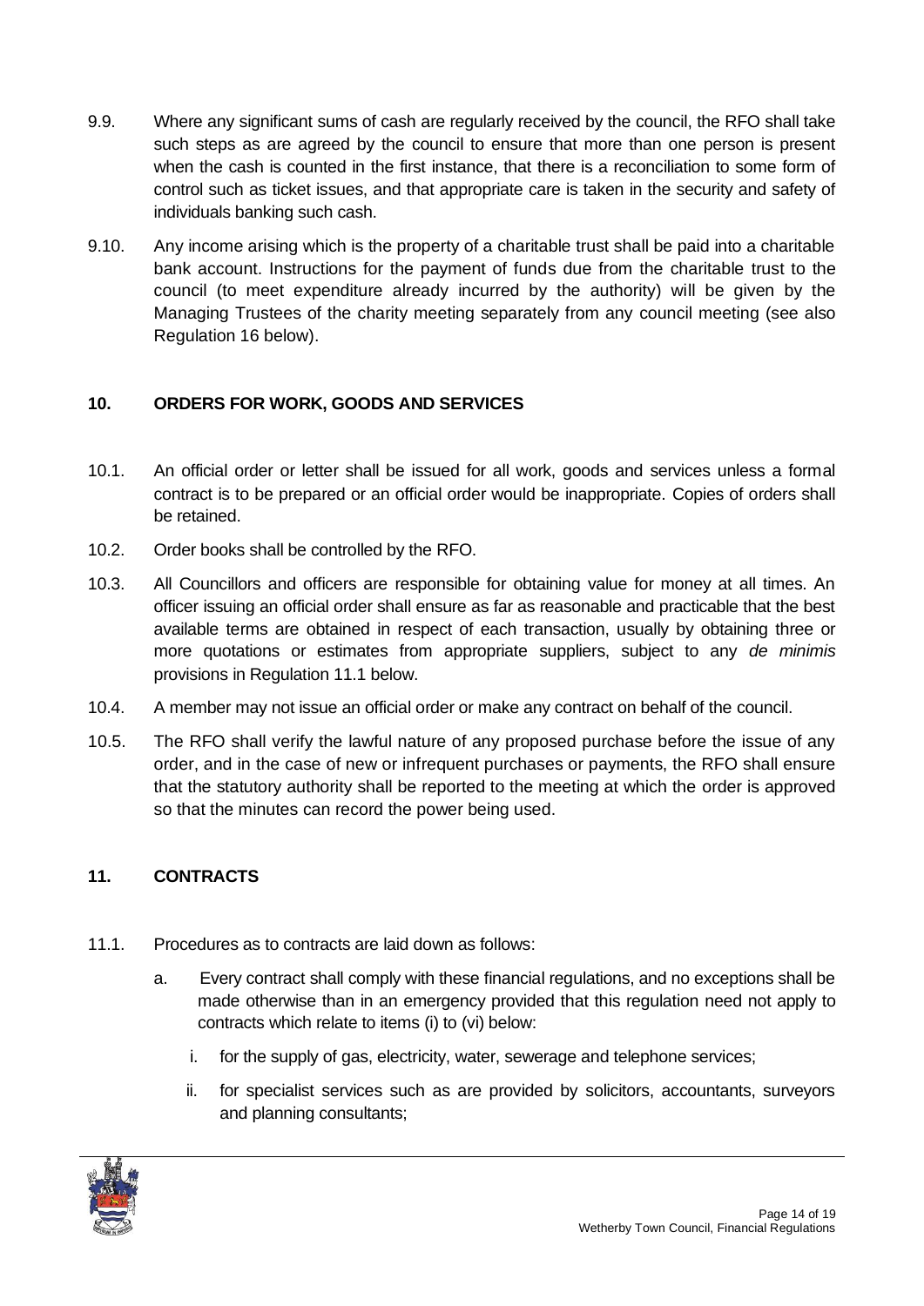9.9. Where any significant sums of cash are regularly received by the council, the RFO shall take such steps as are agreed by the council to ensure that more than one person is present when the cash is counted in the first instance, that there is a reconciliation to some form of control such as ticket issues, and that appropriate care is taken in the security and safety of individuals banking such cash.

9.10. Any income arising which is the property of a charitable trust shall be paid into a charitable bank account. Instructions for the payment of funds due from the charitable trust to the council (to meet expenditure already incurred by the authority) will be given by the Managing Trustees of the charity meeting separately from any council meeting (see also Regulation 16 below).

## 10. ORDERS FOR WORK, GOODS AND SERVICES

10.1. An official order or letter shall be issued for all work, goods and services unless a formal contract is to be prepared or an official order would be inappropriate. Copies of orders shall be retained.

10.2. Order books shall be controlled by the RFO.

10.3. All Councillors and officers are responsible for obtaining value for money at all times. An officer issuing an official order shall ensure as far as reasonable and practicable that the best available terms are obtained in respect of each transaction, usually by obtaining three or more quotations or estimates from appropriate suppliers, subject to any *de minimis* provisions in Regulation 11.1 below.

10.4. A member may not issue an official order or make any contract on behalf of the council.

10.5. The RFO shall verify the lawful nature of any proposed purchase before the issue of any order, and in the case of new or infrequent purchases or payments, the RFO shall ensure that the statutory authority shall be reported to the meeting at which the order is approved so that the minutes can record the power being used.

## 11. CONTRACTS

11.1. Procedures as to contracts are laid down as follows:

a. Every contract shall comply with these financial regulations, and no exceptions shall be made otherwise than in an emergency provided that this regulation need not apply to contracts which relate to items (i) to (vi) below:

   i. for the supply of gas, electricity, water, sewerage and telephone services;

   ii. for specialist services such as are provided by solicitors, accountants, surveyors and planning consultants;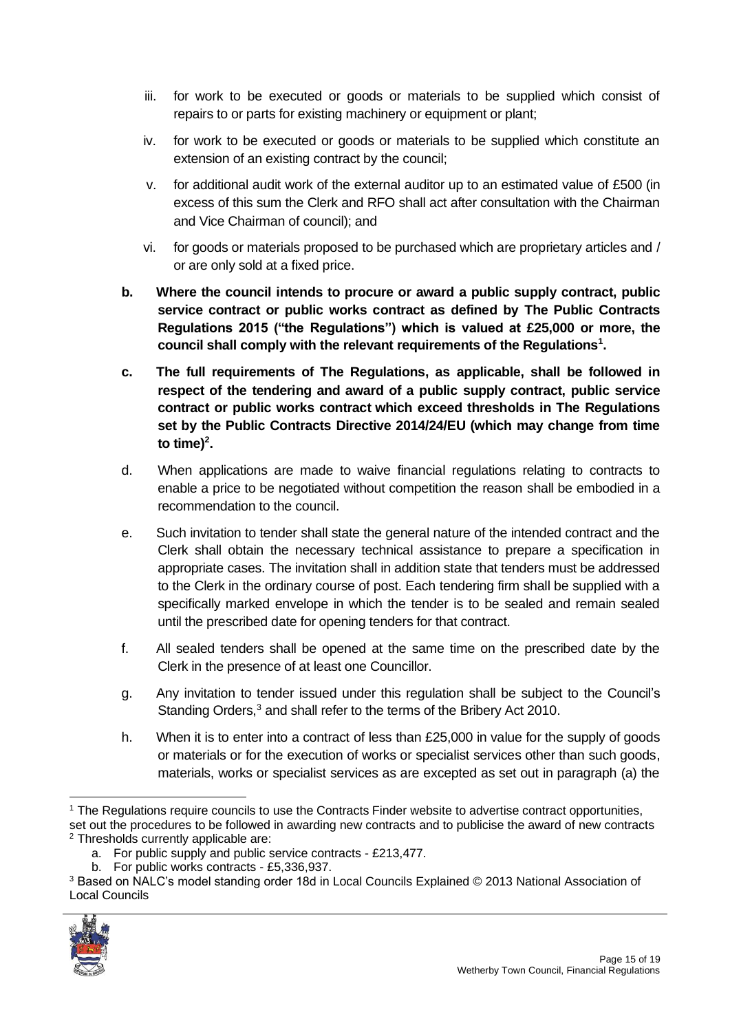iii. for work to be executed or goods or materials to be supplied which consist of repairs to or parts for existing machinery or equipment or plant;

   iv. for work to be executed or goods or materials to be supplied which constitute an extension of an existing contract by the council;

   v. for additional audit work of the external auditor up to an estimated value of £500 (in excess of this sum the Clerk and RFO shall act after consultation with the Chairman and Vice Chairman of council); and

   vi. for goods or materials proposed to be purchased which are proprietary articles and / or are only sold at a fixed price.

b. **Where the council intends to procure or award a public supply contract, public service contract or public works contract as defined by The Public Contracts Regulations 2015 ("the Regulations") which is valued at £25,000 or more, the council shall comply with the relevant requirements of the Regulations[1].**

c. **The full requirements of The Regulations, as applicable, shall be followed in respect of the tendering and award of a public supply contract, public service contract or public works contract which exceed thresholds in The Regulations set by the Public Contracts Directive 2014/24/EU (which may change from time to time)[2].**

d. When applications are made to waive financial regulations relating to contracts to enable a price to be negotiated without competition the reason shall be embodied in a recommendation to the council.

e. Such invitation to tender shall state the general nature of the intended contract and the Clerk shall obtain the necessary technical assistance to prepare a specification in appropriate cases. The invitation shall in addition state that tenders must be addressed to the Clerk in the ordinary course of post. Each tendering firm shall be supplied with a specifically marked envelope in which the tender is to be sealed and remain sealed until the prescribed date for opening tenders for that contract.

f. All sealed tenders shall be opened at the same time on the prescribed date by the Clerk in the presence of at least one Councillor.

g. Any invitation to tender issued under this regulation shall be subject to the Council's Standing Orders,[3] and shall refer to the terms of the Bribery Act 2010.

h. When it is to enter into a contract of less than £25,000 in value for the supply of goods or materials or for the execution of works or specialist services other than such goods, materials, works or specialist services as are excepted as set out in paragraph (a) the

---

[1] The Regulations require councils to use the Contracts Finder website to advertise contract opportunities, set out the procedures to be followed in awarding new contracts and to publicise the award of new contracts

[2] Thresholds currently applicable are:

   a. For public supply and public service contracts - £213,477.
   b. For public works contracts - £5,336,937.

[3] Based on NALC's model standing order 18d in Local Councils Explained © 2013 National Association of Local Councils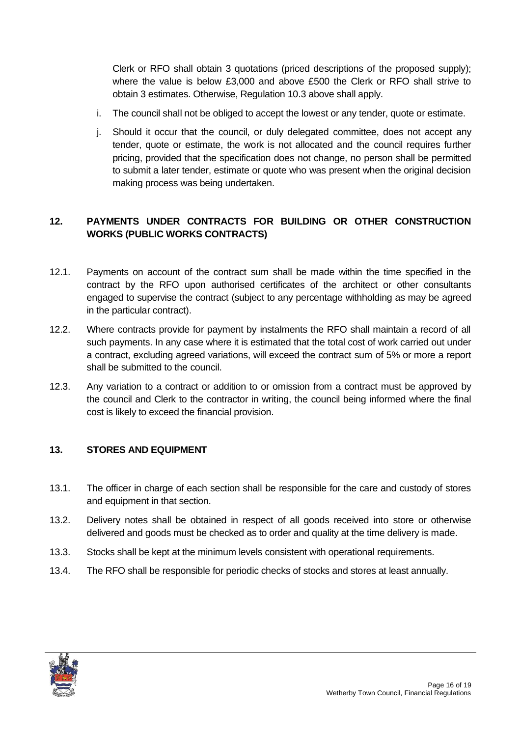Clerk or RFO shall obtain 3 quotations (priced descriptions of the proposed supply); where the value is below £3,000 and above £500 the Clerk or RFO shall strive to obtain 3 estimates. Otherwise, Regulation 10.3 above shall apply.

i. The council shall not be obliged to accept the lowest or any tender, quote or estimate.

j. Should it occur that the council, or duly delegated committee, does not accept any tender, quote or estimate, the work is not allocated and the council requires further pricing, provided that the specification does not change, no person shall be permitted to submit a later tender, estimate or quote who was present when the original decision making process was being undertaken.

## 12. PAYMENTS UNDER CONTRACTS FOR BUILDING OR OTHER CONSTRUCTION WORKS (PUBLIC WORKS CONTRACTS)

12.1. Payments on account of the contract sum shall be made within the time specified in the contract by the RFO upon authorised certificates of the architect or other consultants engaged to supervise the contract (subject to any percentage withholding as may be agreed in the particular contract).

12.2. Where contracts provide for payment by instalments the RFO shall maintain a record of all such payments. In any case where it is estimated that the total cost of work carried out under a contract, excluding agreed variations, will exceed the contract sum of 5% or more a report shall be submitted to the council.

12.3. Any variation to a contract or addition to or omission from a contract must be approved by the council and Clerk to the contractor in writing, the council being informed where the final cost is likely to exceed the financial provision.

## 13. STORES AND EQUIPMENT

13.1. The officer in charge of each section shall be responsible for the care and custody of stores and equipment in that section.

13.2. Delivery notes shall be obtained in respect of all goods received into store or otherwise delivered and goods must be checked as to order and quality at the time delivery is made.

13.3. Stocks shall be kept at the minimum levels consistent with operational requirements.

13.4. The RFO shall be responsible for periodic checks of stocks and stores at least annually.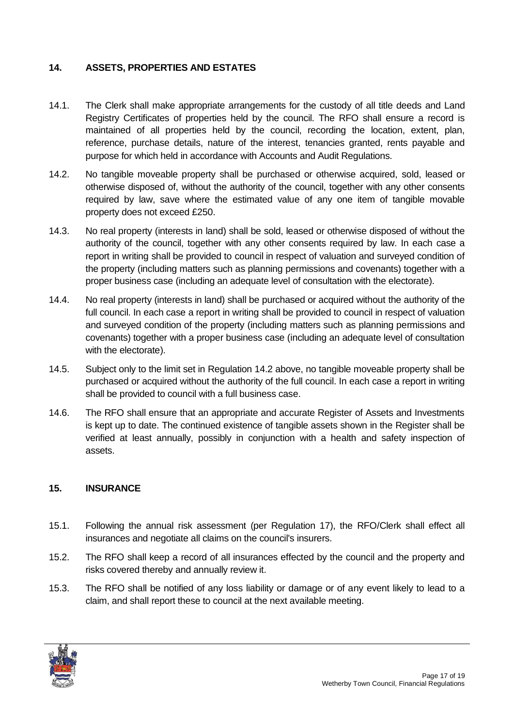## 14. ASSETS, PROPERTIES AND ESTATES

14.1. The Clerk shall make appropriate arrangements for the custody of all title deeds and Land Registry Certificates of properties held by the council. The RFO shall ensure a record is maintained of all properties held by the council, recording the location, extent, plan, reference, purchase details, nature of the interest, tenancies granted, rents payable and purpose for which held in accordance with Accounts and Audit Regulations.

14.2. No tangible moveable property shall be purchased or otherwise acquired, sold, leased or otherwise disposed of, without the authority of the council, together with any other consents required by law, save where the estimated value of any one item of tangible movable property does not exceed £250.

14.3. No real property (interests in land) shall be sold, leased or otherwise disposed of without the authority of the council, together with any other consents required by law. In each case a report in writing shall be provided to council in respect of valuation and surveyed condition of the property (including matters such as planning permissions and covenants) together with a proper business case (including an adequate level of consultation with the electorate).

14.4. No real property (interests in land) shall be purchased or acquired without the authority of the full council. In each case a report in writing shall be provided to council in respect of valuation and surveyed condition of the property (including matters such as planning permissions and covenants) together with a proper business case (including an adequate level of consultation with the electorate).

14.5. Subject only to the limit set in Regulation 14.2 above, no tangible moveable property shall be purchased or acquired without the authority of the full council. In each case a report in writing shall be provided to council with a full business case.

14.6. The RFO shall ensure that an appropriate and accurate Register of Assets and Investments is kept up to date. The continued existence of tangible assets shown in the Register shall be verified at least annually, possibly in conjunction with a health and safety inspection of assets.

## 15. INSURANCE

15.1. Following the annual risk assessment (per Regulation 17), the RFO/Clerk shall effect all insurances and negotiate all claims on the council's insurers.

15.2. The RFO shall keep a record of all insurances effected by the council and the property and risks covered thereby and annually review it.

15.3. The RFO shall be notified of any loss liability or damage or of any event likely to lead to a claim, and shall report these to council at the next available meeting.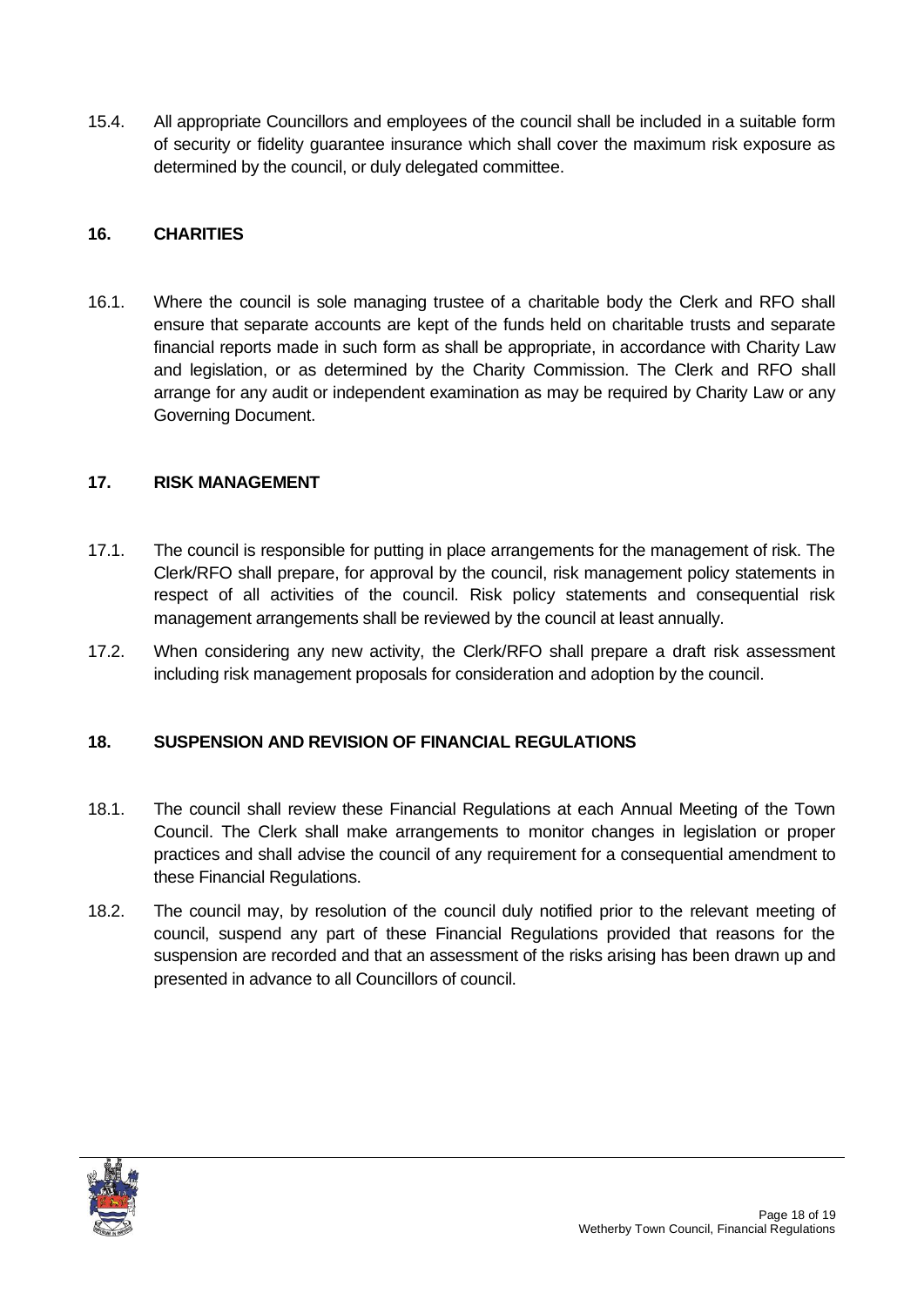15.4. All appropriate Councillors and employees of the council shall be included in a suitable form of security or fidelity guarantee insurance which shall cover the maximum risk exposure as determined by the council, or duly delegated committee.

## 16. CHARITIES

16.1. Where the council is sole managing trustee of a charitable body the Clerk and RFO shall ensure that separate accounts are kept of the funds held on charitable trusts and separate financial reports made in such form as shall be appropriate, in accordance with Charity Law and legislation, or as determined by the Charity Commission. The Clerk and RFO shall arrange for any audit or independent examination as may be required by Charity Law or any Governing Document.

## 17. RISK MANAGEMENT

17.1. The council is responsible for putting in place arrangements for the management of risk. The Clerk/RFO shall prepare, for approval by the council, risk management policy statements in respect of all activities of the council. Risk policy statements and consequential risk management arrangements shall be reviewed by the council at least annually.

17.2. When considering any new activity, the Clerk/RFO shall prepare a draft risk assessment including risk management proposals for consideration and adoption by the council.

## 18. SUSPENSION AND REVISION OF FINANCIAL REGULATIONS

18.1. The council shall review these Financial Regulations at each Annual Meeting of the Town Council. The Clerk shall make arrangements to monitor changes in legislation or proper practices and shall advise the council of any requirement for a consequential amendment to these Financial Regulations.

18.2. The council may, by resolution of the council duly notified prior to the relevant meeting of council, suspend any part of these Financial Regulations provided that reasons for the suspension are recorded and that an assessment of the risks arising has been drawn up and presented in advance to all Councillors of council.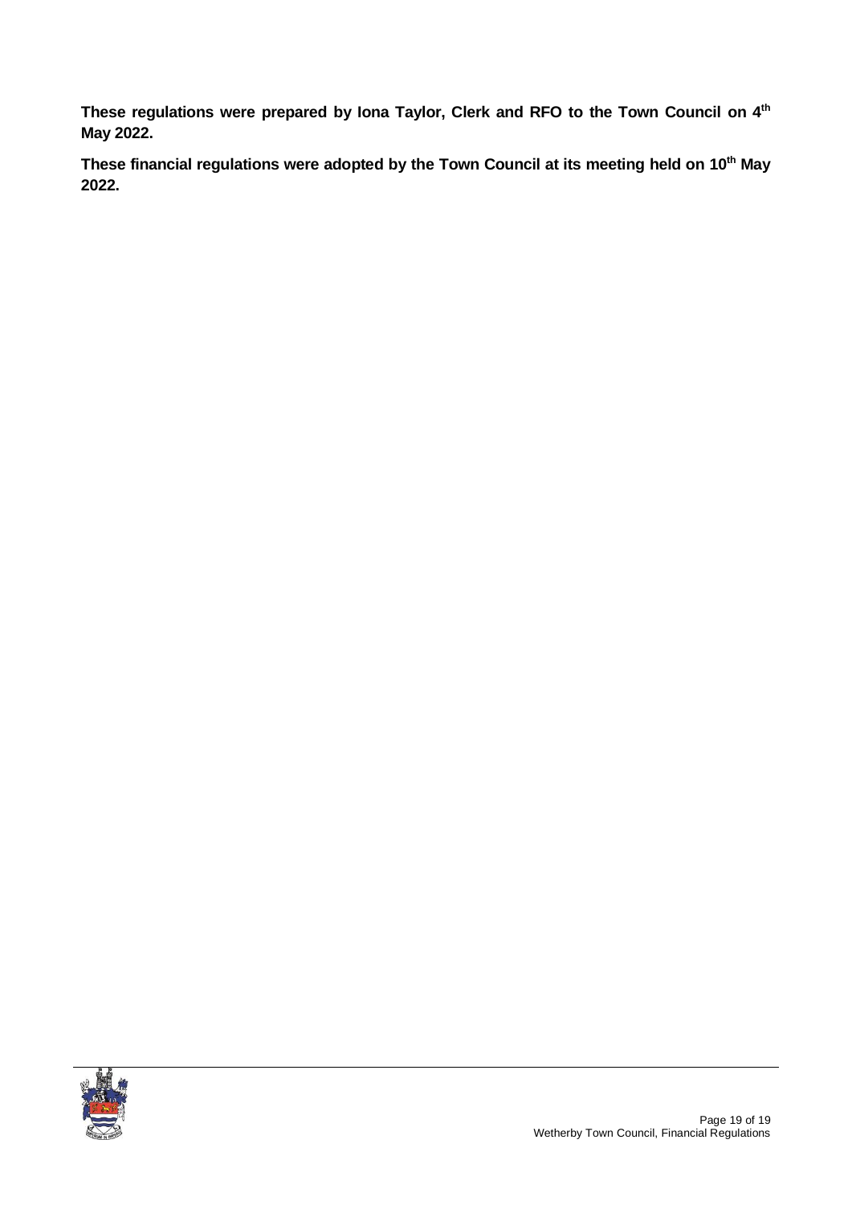**These regulations were prepared by Iona Taylor, Clerk and RFO to the Town Council on 4th May 2022.**

**These financial regulations were adopted by the Town Council at its meeting held on 10th May 2022.**